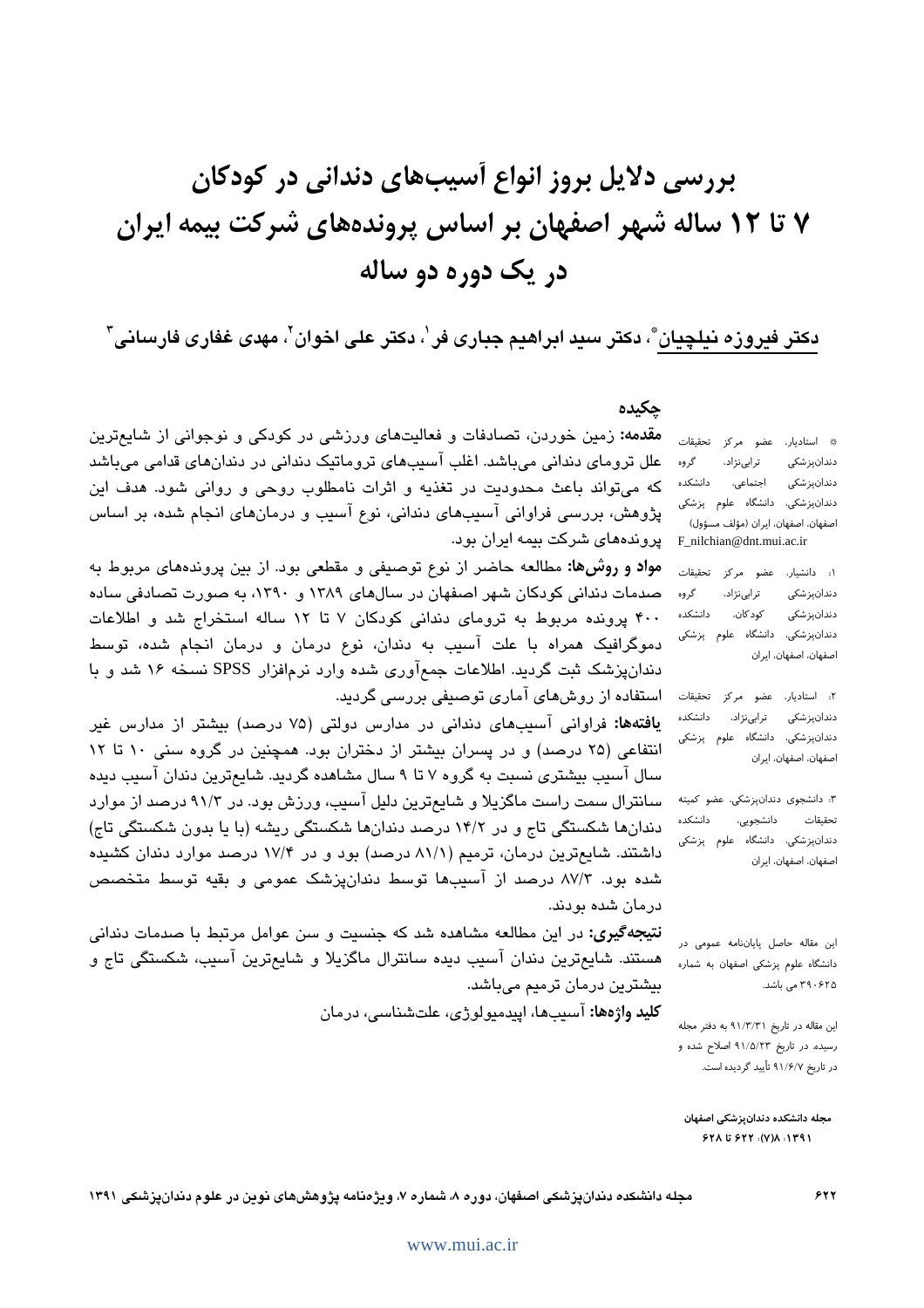# بررسی دلایل بروز انواع آسیب‌های دندانی در کودکان ۷ تا ۱۲ ساله شهر اصفهان بر اساس پرونده‌های شرکت بیمه ایران در یک دوره دو ساله

**دکتر فیروزه نیلچیان***، دکتر سید ابراهیم جباری فر[۱]، دکتر علی اخوان[۲]، مهدی غفاری فارسانی[۳]

* استادیار، عضو مرکز تحقیقات دندانپزشکی ترابی‌نژاد، گروه دندانپزشکی اجتماعی، دانشکده دندانپزشکی، دانشگاه علوم پزشکی اصفهان، اصفهان، ایران (مؤلف مسؤول) F_nilchian@dnt.mui.ac.ir

۱: دانشیار، عضو مرکز تحقیقات دندانپزشکی ترابی‌نژاد، گروه دندانپزشکی کودکان، دانشکده دندانپزشکی، دانشگاه علوم پزشکی اصفهان، اصفهان، ایران

۲: استادیار، عضو مرکز تحقیقات دندانپزشکی ترابی‌نژاد، دانشکده دندانپزشکی، دانشگاه علوم پزشکی اصفهان، اصفهان، ایران

۳: دانشجوی دندانپزشکی، عضو کمیته تحقیقات دانشجویی، دانشکده دندانپزشکی، دانشگاه علوم پزشکی اصفهان، اصفهان، ایران

این مقاله حاصل پایان‌نامه عمومی در دانشگاه علوم پزشکی اصفهان به شماره ۳۹۰۶۲۵ می باشد.

این مقاله در تاریخ ۹۱/۳/۳۱ به دفتر مجله رسیده، در تاریخ ۹۱/۵/۲۳ اصلاح شده و در تاریخ ۹۱/۶/۷ تأیید گردیده است.

مجله دانشکده دندانپزشکی اصفهان
۱۳۹۱: ۸(۷): ۶۲۲ تا ۶۲۸

## چکیده

**مقدمه:** زمین خوردن، تصادفات و فعالیت‌های ورزشی در کودکی و نوجوانی از شایع‌ترین علل ترومای دندانی می‌باشد. اغلب آسیب‌های تروماتیک دندانی در دندان‌های قدامی می‌باشد که می‌تواند باعث محدودیت در تغذیه و اثرات نامطلوب روحی و روانی شود. هدف این پژوهش، بررسی فراوانی آسیب‌های دندانی، نوع آسیب و درمان‌های انجام شده، بر اساس پرونده‌های شرکت بیمه ایران بود.

**مواد و روش‌ها:** مطالعه حاضر از نوع توصیفی و مقطعی بود. از بین پرونده‌های مربوط به صدمات دندانی کودکان شهر اصفهان در سال‌های ۱۳۸۹ و ۱۳۹۰، به صورت تصادفی ساده ۴۰۰ پرونده مربوط به ترومای دندانی کودکان ۷ تا ۱۲ ساله استخراج شد و اطلاعات دموگرافیک همراه با علت آسیب به دندان، نوع درمان و درمان انجام شده، توسط دندانپزشک ثبت گردید. اطلاعات جمع‌آوری شده وارد نرم‌افزار SPSS نسخه ۱۶ شد و با استفاده از روش‌های آماری توصیفی بررسی گردید.

**یافته‌ها:** فراوانی آسیب‌های دندانی در مدارس دولتی (۷۵ درصد) بیشتر از مدارس غیر انتفاعی (۲۵ درصد) و در پسران بیشتر از دختران بود. همچنین در گروه سنی ۱۰ تا ۱۲ سال آسیب بیشتری نسبت به گروه ۷ تا ۹ سال مشاهده گردید. شایع‌ترین دندان آسیب دیده سانترال سمت راست ماگزیلا و شایع‌ترین دلیل آسیب، ورزش بود. در ۹۱/۳ درصد از موارد دندان‌ها شکستگی تاج و در ۱۴/۲ درصد دندان‌ها شکستگی ریشه (با یا بدون شکستگی تاج) داشتند. شایع‌ترین درمان، ترمیم (۸۱/۱ درصد) بود و در ۱۷/۴ درصد موارد دندان کشیده شده بود. ۸۷/۳ درصد از آسیب‌ها توسط دندانپزشک عمومی و بقیه توسط متخصص درمان شده بودند.

**نتیجه‌گیری:** در این مطالعه مشاهده شد که جنسیت و سن عوامل مرتبط با صدمات دندانی هستند. شایع‌ترین دندان آسیب دیده سانترال ماگزیلا و شایع‌ترین آسیب، شکستگی تاج و بیشترین درمان ترمیم می‌باشد.

**کلید واژه‌ها:** آسیب‌ها، اپیدمیولوژی، علت‌شناسی، درمان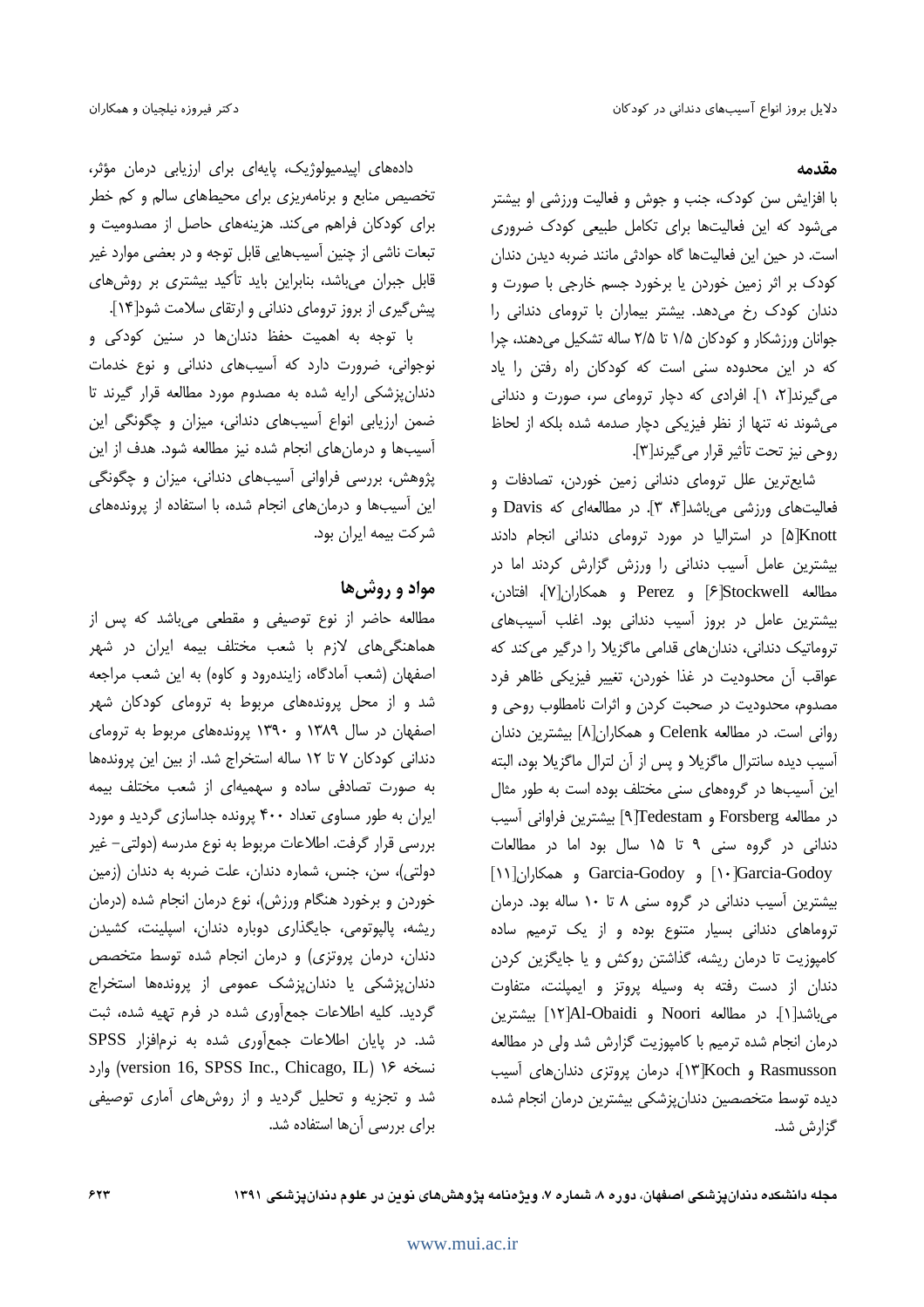## مقدمه

با افزایش سن کودک، جنب و جوش و فعالیت ورزشی او بیشتر می‌شود که این فعالیت‌ها برای تکامل طبیعی کودک ضروری است. در حین این فعالیت‌ها گاه حوادثی مانند ضربه دیدن دندان کودک بر اثر زمین خوردن یا برخورد جسم خارجی با صورت و دندان کودک رخ می‌دهد. بیشتر بیماران با ترومای دندانی را جوانان ورزشکار و کودکان ۱/۵ تا ۲/۵ ساله تشکیل می‌دهند، چرا که در این محدوده سنی است که کودکان راه رفتن را یاد می‌گیرند[۲، ۱]. افرادی که دچار ترومای سر، صورت و دندانی می‌شوند نه تنها از نظر فیزیکی دچار صدمه شده بلکه از لحاظ روحی نیز تحت تأثیر قرار می‌گیرند[۳].

شایع‌ترین علل ترومای دندانی زمین خوردن، تصادفات و فعالیت‌های ورزشی می‌باشد[۴، ۳]. در مطالعه‌ای که Davis و Knott[۵] در استرالیا در مورد ترومای دندانی انجام دادند بیشترین عامل آسیب دندانی را ورزش گزارش کردند اما در مطالعه Stockwell[۶] و Perez و همکاران[۷]، افتادن، بیشترین عامل در بروز آسیب دندانی بود. اغلب آسیب‌های تروماتیک دندانی، دندان‌های قدامی ماگزیلا را درگیر می‌کند که عواقب آن محدودیت در غذا خوردن، تغییر فیزیکی ظاهر فرد مصدوم، محدودیت در صحبت کردن و اثرات نامطلوب روحی و روانی است. در مطالعه Celenk و همکاران[۸] بیشترین دندان آسیب دیده سانترال ماگزیلا و پس از آن لترال ماگزیلا بود، البته این آسیب‌ها در گروه‌های سنی مختلف بوده است به طور مثال در مطالعه Forsberg و Tedestam[۹] بیشترین فراوانی آسیب دندانی در گروه سنی ۹ تا ۱۵ سال بود اما در مطالعات Garcia-Godoy[۱۰] و Garcia-Godoy و همکاران[۱۱] بیشترین آسیب دندانی در گروه سنی ۸ تا ۱۰ ساله بود. درمان تروماهای دندانی بسیار متنوع بوده و از یک ترمیم ساده کامپوزیت تا درمان ریشه، گذاشتن روکش و یا جایگزین کردن دندان از دست رفته به وسیله پروتز و ایمپلنت، متفاوت می‌باشد[۱]. در مطالعه Noori و Al-Obaidi[۱۲] بیشترین درمان انجام شده ترمیم با کامپوزیت گزارش شد ولی در مطالعه Rasmusson و Koch[۱۳]، درمان پروتزی دندان‌های آسیب دیده توسط متخصصین دندان‌پزشکی بیشترین درمان انجام شده گزارش شد.

داده‌های اپیدمیولوژیک، پایه‌ای برای ارزیابی درمان مؤثر، تخصیص منابع و برنامه‌ریزی برای محیط‌های سالم و کم خطر برای کودکان فراهم می‌کند. هزینه‌های حاصل از مصدومیت و تبعات ناشی از چنین آسیب‌هایی قابل توجه و در بعضی موارد غیر قابل جبران می‌باشد، بنابراین باید تأکید بیشتری بر روش‌های پیش‌گیری از بروز ترومای دندانی و ارتقای سلامت شود[۱۴].

با توجه به اهمیت حفظ دندان‌ها در سنین کودکی و نوجوانی، ضرورت دارد که آسیب‌های دندانی و نوع خدمات دندان‌پزشکی ارایه شده به مصدوم مورد مطالعه قرار گیرند تا ضمن ارزیابی انواع آسیب‌های دندانی، میزان و چگونگی این آسیب‌ها و درمان‌های انجام شده نیز مطالعه شود. هدف از این پژوهش، بررسی فراوانی آسیب‌های دندانی، میزان و چگونگی این آسیب‌ها و درمان‌های انجام شده، با استفاده از پرونده‌های شرکت بیمه ایران بود.

## مواد و روش‌ها

مطالعه حاضر از نوع توصیفی و مقطعی می‌باشد که پس از هماهنگی‌های لازم با شعب مختلف بیمه ایران در شهر اصفهان (شعب آمادگاه، زاینده‌رود و کاوه) به این شعب مراجعه شد و از محل پرونده‌های مربوط به ترومای کودکان شهر اصفهان در سال ۱۳۸۹ و ۱۳۹۰ پرونده‌های مربوط به ترومای دندانی کودکان ۷ تا ۱۲ ساله استخراج شد. از بین این پرونده‌ها به صورت تصادفی ساده و سهمیه‌ای از شعب مختلف بیمه ایران به طور مساوی تعداد ۴۰۰ پرونده جداسازی گردید و مورد بررسی قرار گرفت. اطلاعات مربوط به نوع مدرسه (دولتی- غیر دولتی)، سن، جنس، شماره دندان، علت ضربه به دندان (زمین خوردن و برخورد هنگام ورزش)، نوع درمان انجام شده (درمان ریشه، پالپوتومی، جایگذاری دوباره دندان، اسپلینت، کشیدن دندان، درمان پروتزی) و درمان انجام شده توسط متخصص دندان‌پزشکی یا دندان‌پزشک عمومی از پرونده‌ها استخراج گردید. کلیه اطلاعات جمع‌آوری شده در فرم تهیه شده، ثبت شد. در پایان اطلاعات جمع‌آوری شده به نرم‌افزار SPSS نسخه ۱۶ (version 16, SPSS Inc., Chicago, IL) وارد شد و تجزیه و تحلیل گردید و از روش‌های آماری توصیفی برای بررسی آن‌ها استفاده شد.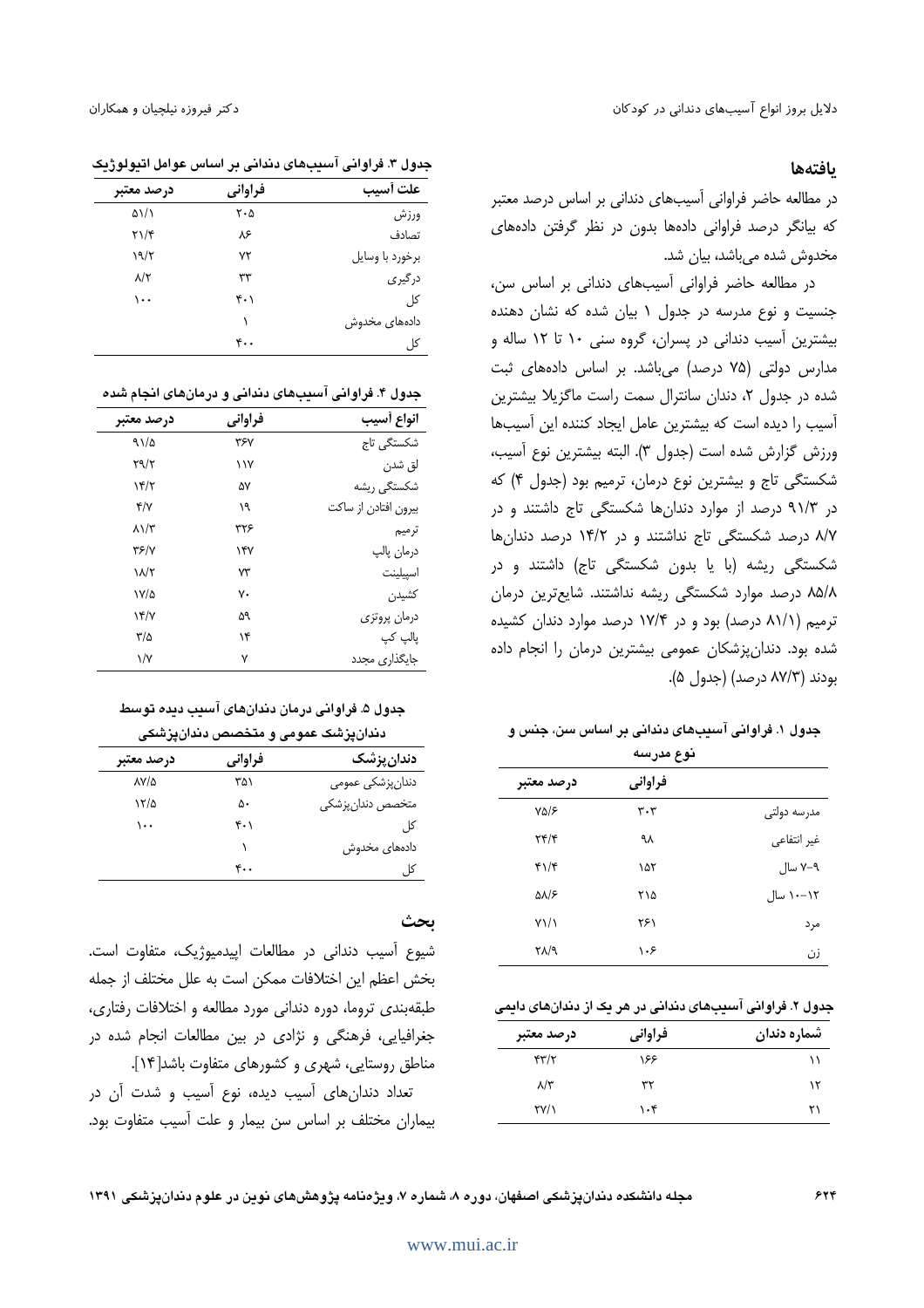## یافته‌ها

در مطالعه حاضر فراوانی آسیب‌های دندانی بر اساس درصد معتبر که بیانگر درصد فراوانی داده‌ها بدون در نظر گرفتن داده‌های مخدوش شده می‌باشد، بیان شد.

در مطالعه حاضر فراوانی آسیب‌های دندانی بر اساس سن، جنسیت و نوع مدرسه در جدول ۱ بیان شده که نشان دهنده بیشترین آسیب دندانی در پسران، گروه سنی ۱۰ تا ۱۲ ساله و مدارس دولتی (۷۵ درصد) می‌باشد. بر اساس داده‌های ثبت شده در جدول ۲، دندان سانترال سمت راست ماگزیلا بیشترین آسیب را دیده است که بیشترین عامل ایجاد کننده این آسیب‌ها ورزش گزارش شده است (جدول ۳). البته بیشترین نوع آسیب، شکستگی تاج و بیشترین نوع درمان، ترمیم بود (جدول ۴) که در ۹۱/۳ درصد از موارد دندان‌ها شکستگی تاج داشتند و در ۸/۷ درصد شکستگی تاج نداشتند و در ۱۴/۲ درصد دندان‌ها شکستگی ریشه (با یا بدون شکستگی تاج) داشتند و در ۸۵/۸ درصد موارد شکستگی ریشه نداشتند. شایع‌ترین درمان ترمیم (۸۱/۱ درصد) بود و در ۱۷/۴ درصد موارد دندان کشیده شده بود. دندان‌پزشکان عمومی بیشترین درمان را انجام داده بودند (۸۷/۳ درصد) (جدول ۵).

**جدول ۱. فراوانی آسیب‌های دندانی بر اساس سن، جنس و نوع مدرسه**

| | فراوانی | درصد معتبر |
|---|---|---|
| مدرسه دولتی | ۳۰۳ | ۷۵/۶ |
| غیر انتفاعی | ۹۸ | ۲۴/۴ |
| ۹-۷ سال | ۱۵۲ | ۴۱/۴ |
| ۱۲-۱۰ سال | ۲۱۵ | ۵۸/۶ |
| مرد | ۲۶۱ | ۷۱/۱ |
| زن | ۱۰۶ | ۲۸/۹ |

**جدول ۲. فراوانی آسیب‌های دندانی در هر یک از دندان‌های دایمی**

| شماره دندان | فراوانی | درصد معتبر |
|---|---|---|
| ۱۱ | ۱۶۶ | ۴۳/۲ |
| ۱۲ | ۳۲ | ۸/۳ |
| ۲۱ | ۱۰۴ | ۲۷/۱ |

**جدول ۳. فراوانی آسیب‌های دندانی بر اساس عوامل اتیولوژیک**

| علت آسیب | فراوانی | درصد معتبر |
|---|---|---|
| ورزش | ۲۰۵ | ۵۱/۱ |
| تصادف | ۸۶ | ۲۱/۴ |
| برخورد با وسایل | ۷۲ | ۱۹/۲ |
| درگیری | ۳۳ | ۸/۲ |
| کل | ۴۰۱ | ۱۰۰ |
| داده‌های مخدوش | ۱ | |
| کل | ۴۰۰ | |

**جدول ۴. فراوانی آسیب‌های دندانی و درمان‌های انجام شده**

| انواع آسیب | فراوانی | درصد معتبر |
|---|---|---|
| شکستگی تاج | ۳۶۷ | ۹۱/۵ |
| لق شدن | ۱۱۷ | ۲۹/۲ |
| شکستگی ریشه | ۵۷ | ۱۴/۲ |
| بیرون افتادن از ساکت | ۱۹ | ۴/۷ |
| ترمیم | ۳۲۶ | ۸۱/۳ |
| درمان پالپ | ۱۴۷ | ۳۶/۷ |
| اسپلینت | ۷۳ | ۱۸/۲ |
| کشیدن | ۷۰ | ۱۷/۵ |
| درمان پروتزی | ۵۹ | ۱۴/۷ |
| پالپ کپ | ۱۴ | ۳/۵ |
| جایگذاری مجدد | ۷ | ۱/۷ |

**جدول ۵. فراوانی درمان دندان‌های آسیب دیده توسط دندان‌پزشک عمومی و متخصص دندان‌پزشکی**

| دندان‌پزشک | فراوانی | درصد معتبر |
|---|---|---|
| دندان‌پزشکی عمومی | ۳۵۱ | ۸۷/۵ |
| متخصص دندان‌پزشکی | ۵۰ | ۱۲/۵ |
| کل | ۴۰۱ | ۱۰۰ |
| داده‌های مخدوش | ۱ | |
| کل | ۴۰۰ | |

## بحث

شیوع آسیب دندانی در مطالعات اپیدمیوژیک، متفاوت است. بخش اعظم این اختلافات ممکن است به علل مختلف از جمله طبقه‌بندی تروما، دوره دندانی مورد مطالعه و اختلافات رفتاری، جغرافیایی، فرهنگی و نژادی در بین مطالعات انجام شده در مناطق روستایی، شهری و کشورهای متفاوت باشد[۱۴].

تعداد دندان‌های آسیب دیده، نوع آسیب و شدت آن در بیماران مختلف بر اساس سن بیمار و علت آسیب متفاوت بود.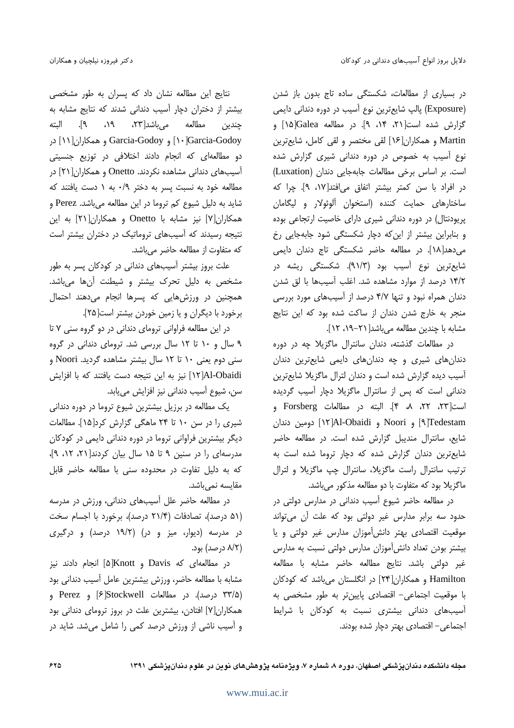در بسیاری از مطالعات، شکستگی ساده تاج بدون باز شدن پالپ (Exposure) شایع‌ترین نوع آسیب در دوره دندانی دایمی گزارش شده است[۲۱، ۱۴، ۹]. در مطالعه Galea[۱۵] و Martin و همکاران[۱۶] لقی مختصر و لقی کامل، شایع‌ترین نوع آسیب به خصوص در دوره دندانی شیری گزارش شده است. بر اساس برخی مطالعات جابه‌جایی دندان (Luxation) در افراد با سن کمتر بیشتر اتفاق می‌افتد[۱۷، ۹]. چرا که ساختارهای حمایت کننده (استخوان آلوئولار و لیگامان پریودنتال) در دوره دندانی شیری دارای خاصیت ارتجاعی بوده و بنابراین بیشتر از این‌که دچار شکستگی شود جابه‌جایی رخ می‌دهد[۱۸]. در مطالعه حاضر شکستگی تاج دندان دایمی شایع‌ترین نوع آسیب بود (۹۱/۳). شکستگی ریشه در ۱۴/۲ درصد از موارد مشاهده شد. اغلب آسیب‌ها با لق شدن دندان همراه نبود و تنها ۴/۷ درصد از آسیب‌های مورد بررسی منجر به خارج شدن دندان از ساکت شده بود که این نتایج مشابه با چندین مطالعه می‌باشد[۲۱-۱۹، ۱۲].

در مطالعات گذشته، دندان سانترال ماگزیلا چه در دوره دندان‌های شیری و چه دندان‌های دایمی شایع‌ترین دندان آسیب دیده گزارش شده است و دندان لترال ماگزیلا شایع‌ترین دندانی است که پس از سانترال ماگزیلا دچار آسیب گردیده است[۲۳، ۲۲، ۸، ۴]. البته در مطالعات Forsberg و Tedestam[۹] و Noori و Al-Obaidi[۱۲] دومین دندان شایع، سانترال مندیبل گزارش شده است. در مطالعه حاضر شایع‌ترین دندان گزارش شده که دچار تروما شده است به ترتیب سانترال راست ماگزیلا، سانترال چپ ماگزیلا و لترال ماگزیلا بود که متفاوت با دو مطالعه مذکور می‌باشد.

در مطالعه حاضر شیوع آسیب دندانی در مدارس دولتی در حدود سه برابر مدارس غیر دولتی بود که علت آن می‌تواند موقعیت اقتصادی بهتر دانش‌آموزان مدارس غیر دولتی و یا بیشتر بودن تعداد دانش‌آموزان مدارس دولتی نسبت به مدارس غیر دولتی باشد. نتایج مطالعه حاضر مشابه با مطالعه Hamilton و همکاران[۲۴] در انگلستان می‌باشد که کودکان با موقعیت اجتماعی- اقتصادی پایین‌تر به طور مشخصی به آسیب‌های دندانی بیشتری نسبت به کودکان با شرایط اجتماعی- اقتصادی بهتر دچار شده بودند.

نتایج این مطالعه نشان داد که پسران به طور مشخصی بیشتر از دختران دچار آسیب دندانی شدند که نتایج مشابه به چندین مطالعه می‌باشد[۲۳، ۱۹، ۹]. البته Garcia-Godoy[۱۰] و Garcia-Godoy و همکاران[۱۱] در دو مطالعه‌ای که انجام دادند اختلافی در توزیع جنسیتی آسیب‌های دندانی مشاهده نکردند. Onetto و همکاران[۲۱] در مطالعه خود به نسبت پسر به دختر ۰/۹ به ۱ دست یافتند که شاید به دلیل شیوع کم تروما در این مطالعه می‌باشد. Perez و همکاران[۷] نیز مشابه با Onetto و همکاران[۲۱] به این نتیجه رسیدند که آسیب‌های تروماتیک در دختران بیشتر است که متفاوت از مطالعه حاضر می‌باشد.

علت بروز بیشتر آسیب‌های دندانی در کودکان پسر به طور مشخص به دلیل تحرک بیشتر و شیطنت آن‌ها می‌باشد. همچنین در ورزش‌هایی که پسرها انجام می‌دهند احتمال برخورد با دیگران و یا زمین خوردن بیشتر است[۲۵].

در این مطالعه فراوانی ترومای دندانی در دو گروه سنی ۷ تا ۹ سال و ۱۰ تا ۱۲ سال بررسی شد. ترومای دندانی در گروه سنی دوم یعنی ۱۰ تا ۱۲ سال بیشتر مشاهده گردید. Noori و Al-Obaidi[۱۲] نیز به این نتیجه دست یافتند که با افزایش سن، شیوع آسیب دندانی نیز افزایش می‌یابد.

یک مطالعه در برزیل بیشترین شیوع تروما در دوره دندانی شیری را در سن ۱۰ تا ۲۴ ماهگی گزارش کرد[۱۵]. مطالعات دیگر بیشترین فراوانی تروما در دوره دندانی دایمی در کودکان مدرسه‌ای را در سنین ۹ تا ۱۵ سال بیان کردند[۲۱، ۱۲، ۹]، که به دلیل تفاوت در محدوده سنی با مطالعه حاضر قابل مقایسه نمی‌باشد.

در مطالعه حاضر علل آسیب‌های دندانی، ورزش در مدرسه (۵۱ درصد)، تصادفات (۲۱/۴ درصد)، برخورد با اجسام سخت در مدرسه (دیوار، میز و در) (۱۹/۲ درصد) و درگیری (۸/۲ درصد) بود.

در مطالعه‌ای که Davis و Knott[۵] انجام دادند نیز مشابه با مطالعه حاضر، ورزش بیشترین عامل آسیب دندانی بود (۳۳/۵ درصد). در مطالعات Stockwell[۶] و Perez و همکاران[۷] افتادن، بیشترین علت در بروز ترومای دندانی بود و آسیب ناشی از ورزش درصد کمی را شامل می‌شد. شاید در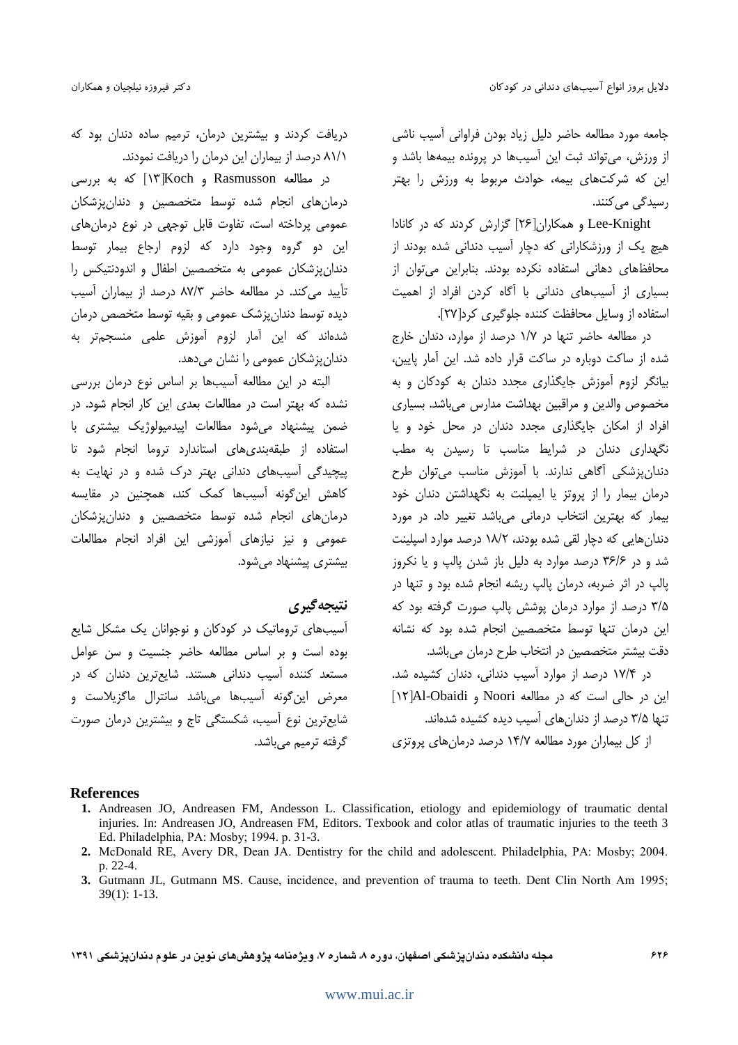جامعه مورد مطالعه حاضر دلیل زیاد بودن فراوانی آسیب ناشی از ورزش، می‌تواند ثبت این آسیب‌ها در پرونده بیمه‌ها باشد و این که شرکت‌های بیمه، حوادث مربوط به ورزش را بهتر رسیدگی می‌کنند.

Lee-Knight و همکاران[۲۶] گزارش کردند که در کانادا هیچ یک از ورزشکارانی که دچار آسیب دندانی شده بودند از محافظ‌های دهانی استفاده نکرده بودند. بنابراین می‌توان از بسیاری از آسیب‌های دندانی با آگاه کردن افراد از اهمیت استفاده از وسایل محافظت کننده جلوگیری کرد[۲۷].

در مطالعه حاضر تنها در ۱/۷ درصد از موارد، دندان خارج شده از ساکت دوباره در ساکت قرار داده شد. این آمار پایین، بیانگر لزوم آموزش جایگذاری مجدد دندان به کودکان و به مخصوص والدین و مراقبین بهداشت مدارس می‌باشد. بسیاری افراد از امکان جایگذاری مجدد دندان در محل خود و یا نگهداری دندان در شرایط مناسب تا رسیدن به مطب دندان‌پزشکی آگاهی ندارند. با آموزش مناسب می‌توان طرح درمان بیمار را از پروتز یا ایمپلنت به نگهداشتن دندان خود بیمار که بهترین انتخاب درمانی می‌باشد تغییر داد. در مورد دندان‌هایی که دچار لقی شده بودند، ۱۸/۲ درصد موارد اسپلینت شد و در ۳۶/۶ درصد موارد به دلیل باز شدن پالپ و یا نکروز پالپ در اثر ضربه، درمان پالپ ریشه انجام شده بود و تنها در ۳/۵ درصد از موارد درمان پوشش پالپ صورت گرفته بود که این درمان تنها توسط متخصصین انجام شده بود که نشانه دقت بیشتر متخصصین در انتخاب طرح درمان می‌باشد.

در ۱۷/۴ درصد از موارد آسیب دندانی، دندان کشیده شد. این در حالی است که در مطالعه Noori و Al-Obaidi[۱۲] تنها ۳/۵ درصد از دندان‌های آسیب دیده کشیده شده‌اند.

از کل بیماران مورد مطالعه ۱۴/۷ درصد درمان‌های پروتزی دریافت کردند و بیشترین درمان، ترمیم ساده دندان بود که ۸۱/۱ درصد از بیماران این درمان را دریافت نمودند.

در مطالعه Rasmusson و Koch[۱۳] که به بررسی درمان‌های انجام شده توسط متخصصین و دندان‌پزشکان عمومی پرداخته است، تفاوت قابل توجهی در نوع درمان‌های این دو گروه وجود دارد که لزوم ارجاع بیمار توسط دندان‌پزشکان عمومی به متخصصین اطفال و اندودنتیکس را تأیید می‌کند. در مطالعه حاضر ۸۷/۳ درصد از بیماران آسیب دیده توسط دندان‌پزشک عمومی و بقیه توسط متخصص درمان شده‌اند که این آمار لزوم آموزش علمی منسجم‌تر به دندان‌پزشکان عمومی را نشان می‌دهد.

البته در این مطالعه آسیب‌ها بر اساس نوع درمان بررسی نشده که بهتر است در مطالعات بعدی این کار انجام شود. در ضمن پیشنهاد می‌شود مطالعات اپیدمیولوژیک بیشتری با استفاده از طبقه‌بندی‌های استاندارد تروما انجام شود تا پیچیدگی آسیب‌های دندانی بهتر درک شده و در نهایت به کاهش این‌گونه آسیب‌ها کمک کند، همچنین در مقایسه درمان‌های انجام شده توسط متخصصین و دندان‌پزشکان عمومی و نیز نیازهای آموزشی این افراد انجام مطالعات بیشتری پیشنهاد می‌شود.

## نتیجه‌گیری

آسیب‌های تروماتیک در کودکان و نوجوانان یک مشکل شایع بوده است و بر اساس مطالعه حاضر جنسیت و سن عوامل مستعد کننده آسیب دندانی هستند. شایع‌ترین دندان که در معرض این‌گونه آسیب‌ها می‌باشد سانترال ماگزیلاست و شایع‌ترین نوع آسیب، شکستگی تاج و بیشترین درمان صورت گرفته ترمیم می‌باشد.

## References

1. Andreasen JO, Andreasen FM, Andesson L. Classification, etiology and epidemiology of traumatic dental injuries. In: Andreasen JO, Andreasen FM, Editors. Texbook and color atlas of traumatic injuries to the teeth 3 Ed. Philadelphia, PA: Mosby; 1994. p. 31-3.
2. McDonald RE, Avery DR, Dean JA. Dentistry for the child and adolescent. Philadelphia, PA: Mosby; 2004. p. 22-4.
3. Gutmann JL, Gutmann MS. Cause, incidence, and prevention of trauma to teeth. Dent Clin North Am 1995; 39(1): 1-13.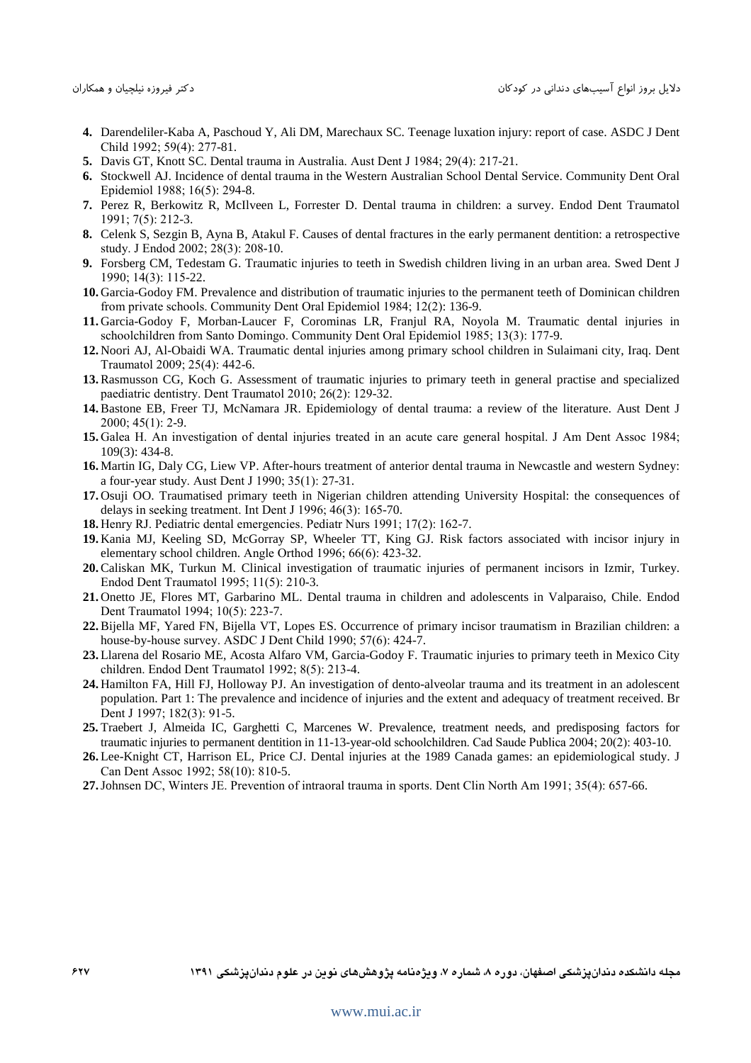4. Darendeliler-Kaba A, Paschoud Y, Ali DM, Marechaux SC. Teenage luxation injury: report of case. ASDC J Dent Child 1992; 59(4): 277-81.
5. Davis GT, Knott SC. Dental trauma in Australia. Aust Dent J 1984; 29(4): 217-21.
6. Stockwell AJ. Incidence of dental trauma in the Western Australian School Dental Service. Community Dent Oral Epidemiol 1988; 16(5): 294-8.
7. Perez R, Berkowitz R, McIlveen L, Forrester D. Dental trauma in children: a survey. Endod Dent Traumatol 1991; 7(5): 212-3.
8. Celenk S, Sezgin B, Ayna B, Atakul F. Causes of dental fractures in the early permanent dentition: a retrospective study. J Endod 2002; 28(3): 208-10.
9. Forsberg CM, Tedestam G. Traumatic injuries to teeth in Swedish children living in an urban area. Swed Dent J 1990; 14(3): 115-22.
10. Garcia-Godoy FM. Prevalence and distribution of traumatic injuries to the permanent teeth of Dominican children from private schools. Community Dent Oral Epidemiol 1984; 12(2): 136-9.
11. Garcia-Godoy F, Morban-Laucer F, Corominas LR, Franjul RA, Noyola M. Traumatic dental injuries in schoolchildren from Santo Domingo. Community Dent Oral Epidemiol 1985; 13(3): 177-9.
12. Noori AJ, Al-Obaidi WA. Traumatic dental injuries among primary school children in Sulaimani city, Iraq. Dent Traumatol 2009; 25(4): 442-6.
13. Rasmusson CG, Koch G. Assessment of traumatic injuries to primary teeth in general practise and specialized paediatric dentistry. Dent Traumatol 2010; 26(2): 129-32.
14. Bastone EB, Freer TJ, McNamara JR. Epidemiology of dental trauma: a review of the literature. Aust Dent J 2000; 45(1): 2-9.
15. Galea H. An investigation of dental injuries treated in an acute care general hospital. J Am Dent Assoc 1984; 109(3): 434-8.
16. Martin IG, Daly CG, Liew VP. After-hours treatment of anterior dental trauma in Newcastle and western Sydney: a four-year study. Aust Dent J 1990; 35(1): 27-31.
17. Osuji OO. Traumatised primary teeth in Nigerian children attending University Hospital: the consequences of delays in seeking treatment. Int Dent J 1996; 46(3): 165-70.
18. Henry RJ. Pediatric dental emergencies. Pediatr Nurs 1991; 17(2): 162-7.
19. Kania MJ, Keeling SD, McGorray SP, Wheeler TT, King GJ. Risk factors associated with incisor injury in elementary school children. Angle Orthod 1996; 66(6): 423-32.
20. Caliskan MK, Turkun M. Clinical investigation of traumatic injuries of permanent incisors in Izmir, Turkey. Endod Dent Traumatol 1995; 11(5): 210-3.
21. Onetto JE, Flores MT, Garbarino ML. Dental trauma in children and adolescents in Valparaiso, Chile. Endod Dent Traumatol 1994; 10(5): 223-7.
22. Bijella MF, Yared FN, Bijella VT, Lopes ES. Occurrence of primary incisor traumatism in Brazilian children: a house-by-house survey. ASDC J Dent Child 1990; 57(6): 424-7.
23. Llarena del Rosario ME, Acosta Alfaro VM, Garcia-Godoy F. Traumatic injuries to primary teeth in Mexico City children. Endod Dent Traumatol 1992; 8(5): 213-4.
24. Hamilton FA, Hill FJ, Holloway PJ. An investigation of dento-alveolar trauma and its treatment in an adolescent population. Part 1: The prevalence and incidence of injuries and the extent and adequacy of treatment received. Br Dent J 1997; 182(3): 91-5.
25. Traebert J, Almeida IC, Garghetti C, Marcenes W. Prevalence, treatment needs, and predisposing factors for traumatic injuries to permanent dentition in 11-13-year-old schoolchildren. Cad Saude Publica 2004; 20(2): 403-10.
26. Lee-Knight CT, Harrison EL, Price CJ. Dental injuries at the 1989 Canada games: an epidemiological study. J Can Dent Assoc 1992; 58(10): 810-5.
27. Johnsen DC, Winters JE. Prevention of intraoral trauma in sports. Dent Clin North Am 1991; 35(4): 657-66.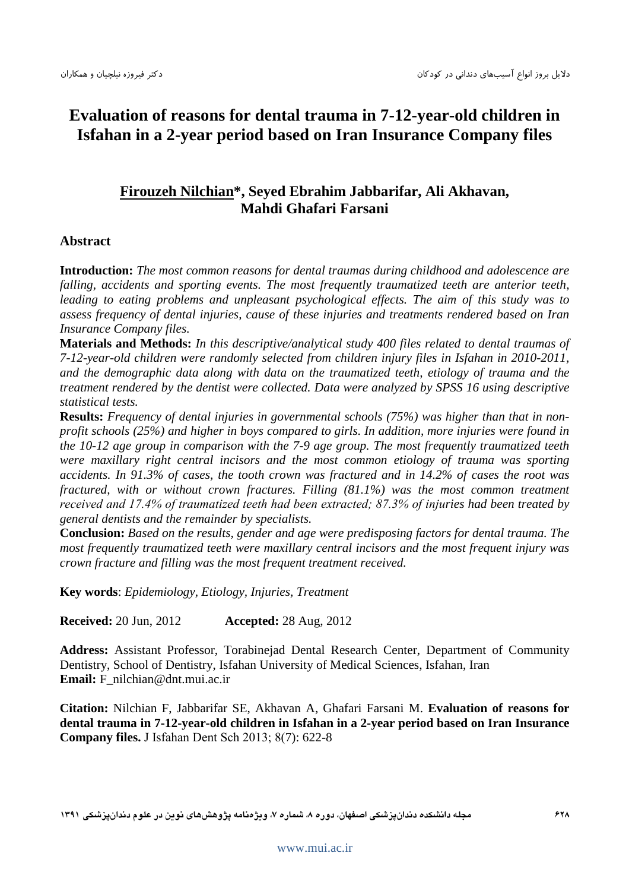# Evaluation of reasons for dental trauma in 7-12-year-old children in Isfahan in a 2-year period based on Iran Insurance Company files

## Firouzeh Nilchian*, Seyed Ebrahim Jabbarifar, Ali Akhavan, Mahdi Ghafari Farsani

### Abstract

**Introduction:** *The most common reasons for dental traumas during childhood and adolescence are falling, accidents and sporting events. The most frequently traumatized teeth are anterior teeth, leading to eating problems and unpleasant psychological effects. The aim of this study was to assess frequency of dental injuries, cause of these injuries and treatments rendered based on Iran Insurance Company files.*

**Materials and Methods:** *In this descriptive/analytical study 400 files related to dental traumas of 7-12-year-old children were randomly selected from children injury files in Isfahan in 2010-2011, and the demographic data along with data on the traumatized teeth, etiology of trauma and the treatment rendered by the dentist were collected. Data were analyzed by SPSS 16 using descriptive statistical tests.*

**Results:** *Frequency of dental injuries in governmental schools (75%) was higher than that in non-profit schools (25%) and higher in boys compared to girls. In addition, more injuries were found in the 10-12 age group in comparison with the 7-9 age group. The most frequently traumatized teeth were maxillary right central incisors and the most common etiology of trauma was sporting accidents. In 91.3% of cases, the tooth crown was fractured and in 14.2% of cases the root was fractured, with or without crown fractures. Filling (81.1%) was the most common treatment received and 17.4% of traumatized teeth had been extracted; 87.3% of injuries had been treated by general dentists and the remainder by specialists.*

**Conclusion:** *Based on the results, gender and age were predisposing factors for dental trauma. The most frequently traumatized teeth were maxillary central incisors and the most frequent injury was crown fracture and filling was the most frequent treatment received.*

**Key words**: *Epidemiology, Etiology, Injuries, Treatment*

**Received:** 20 Jun, 2012 **Accepted:** 28 Aug, 2012

**Address:** Assistant Professor, Torabinejad Dental Research Center, Department of Community Dentistry, School of Dentistry, Isfahan University of Medical Sciences, Isfahan, Iran
**Email:** F_nilchian@dnt.mui.ac.ir

**Citation:** Nilchian F, Jabbarifar SE, Akhavan A, Ghafari Farsani M. **Evaluation of reasons for dental trauma in 7-12-year-old children in Isfahan in a 2-year period based on Iran Insurance Company files.** J Isfahan Dent Sch 2013; 8(7): 622-8